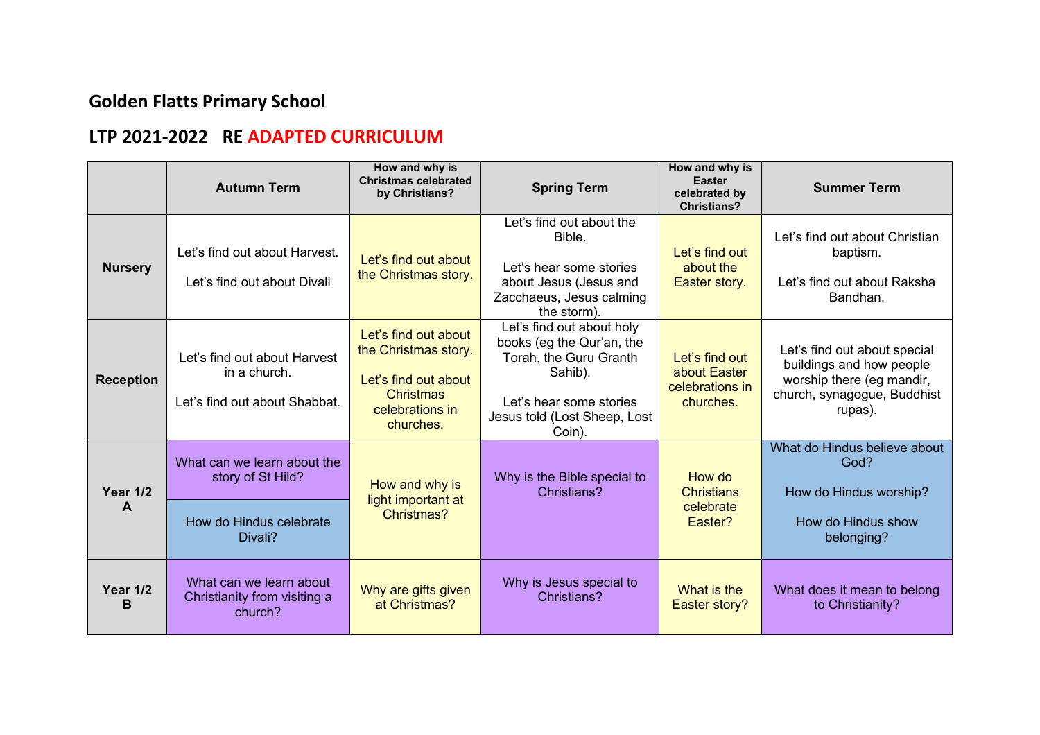# Golden Flatts Primary School

## LTP 2021-2022 RE ADAPTED CURRICULUM

| | Autumn Term | How and why is Christmas celebrated by Christians? | Spring Term | How and why is Easter celebrated by Christians? | Summer Term |
|---|---|---|---|---|---|
| **Nursery** | Let's find out about Harvest.<br><br>Let's find out about Divali | Let's find out about the Christmas story. | Let's find out about the Bible.<br><br>Let's hear some stories about Jesus (Jesus and Zacchaeus, Jesus calming the storm). | Let's find out about the Easter story. | Let's find out about Christian baptism.<br><br>Let's find out about Raksha Bandhan. |
| **Reception** | Let's find out about Harvest in a church.<br><br>Let's find out about Shabbat. | Let's find out about the Christmas story.<br><br>Let's find out about Christmas celebrations in churches. | Let's find out about holy books (eg the Qur'an, the Torah, the Guru Granth Sahib).<br><br>Let's hear some stories Jesus told (Lost Sheep, Lost Coin). | Let's find out about Easter celebrations in churches. | Let's find out about special buildings and how people worship there (eg mandir, church, synagogue, Buddhist rupas). |
| **Year 1/2 A** | What can we learn about the story of St Hild?<br><br>How do Hindus celebrate Divali? | How and why is light important at Christmas? | Why is the Bible special to Christians? | How do Christians celebrate Easter? | What do Hindus believe about God?<br><br>How do Hindus worship?<br><br>How do Hindus show belonging? |
| **Year 1/2 B** | What can we learn about Christianity from visiting a church? | Why are gifts given at Christmas? | Why is Jesus special to Christians? | What is the Easter story? | What does it mean to belong to Christianity? |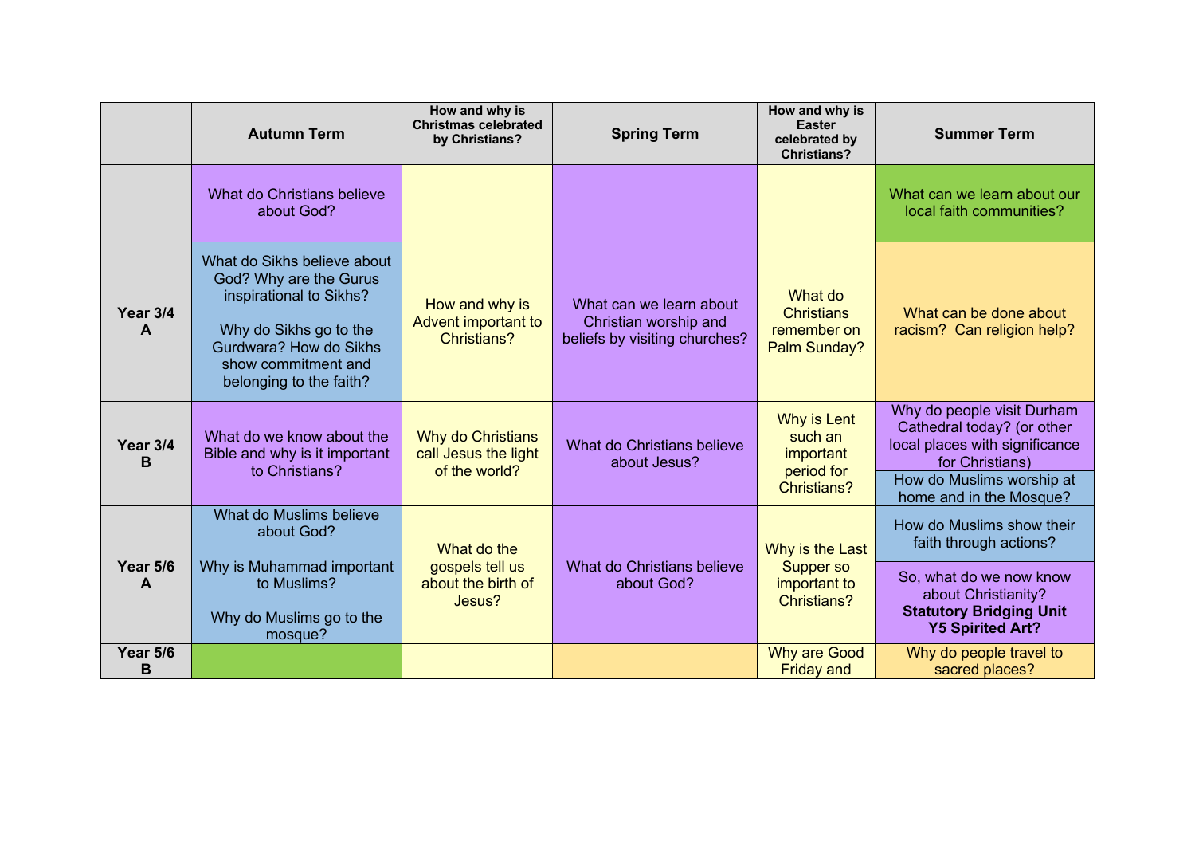| | Autumn Term | How and why is Christmas celebrated by Christians? | Spring Term | How and why is Easter celebrated by Christians? | Summer Term |
|---|---|---|---|---|---|
| | What do Christians believe about God? | | | | What can we learn about our local faith communities? |
| **Year 3/4 A** | What do Sikhs believe about God? Why are the Gurus inspirational to Sikhs?<br><br>Why do Sikhs go to the Gurdwara? How do Sikhs show commitment and belonging to the faith? | How and why is Advent important to Christians? | What can we learn about Christian worship and beliefs by visiting churches? | What do Christians remember on Palm Sunday? | What can be done about racism? Can religion help? |
| **Year 3/4 B** | What do we know about the Bible and why is it important to Christians? | Why do Christians call Jesus the light of the world? | What do Christians believe about Jesus? | Why is Lent such an important period for Christians? | Why do people visit Durham Cathedral today? (or other local places with significance for Christians)<br><br>How do Muslims worship at home and in the Mosque? |
| **Year 5/6 A** | What do Muslims believe about God?<br><br>Why is Muhammad important to Muslims?<br><br>Why do Muslims go to the mosque? | What do the gospels tell us about the birth of Jesus? | What do Christians believe about God? | Why is the Last Supper so important to Christians? | How do Muslims show their faith through actions?<br><br>So, what do we now know about Christianity? **Statutory Bridging Unit Y5 Spirited Art?** |
| **Year 5/6 B** | | | | Why are Good Friday and | Why do people travel to sacred places? |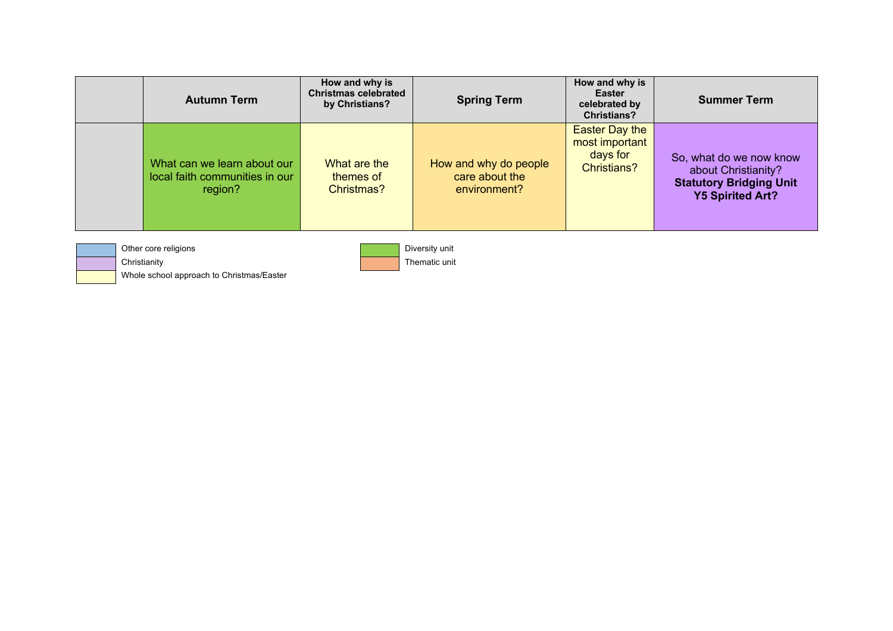| | Autumn Term | How and why is Christmas celebrated by Christians? | Spring Term | How and why is Easter celebrated by Christians? | Summer Term |
|---|---|---|---|---|---|
| | What can we learn about our local faith communities in our region? | What are the themes of Christmas? | How and why do people care about the environment? | Easter Day the most important days for Christians? | So, what do we now know about Christianity? **Statutory Bridging Unit Y5 Spirited Art?** |

- Other core religions
- Christianity
- Whole school approach to Christmas/Easter
- Diversity unit
- Thematic unit